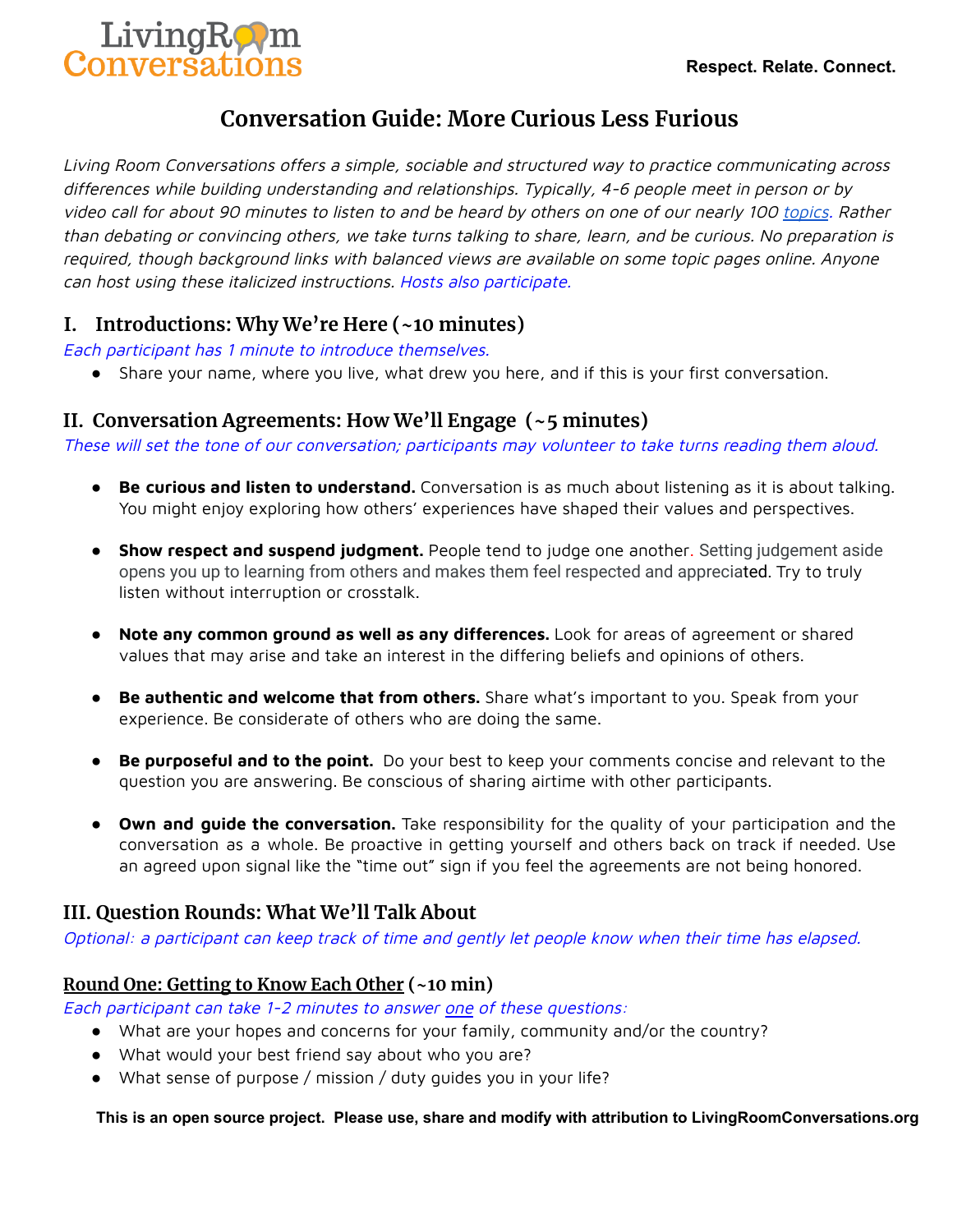LivingRoom Conversations

**Respect. Relate. Connect.**

# Conversation Guide: More Curious Less Furious

*Living Room Conversations offers a simple, sociable and structured way to practice communicating across differences while building understanding and relationships. Typically, 4-6 people meet in person or by video call for about 90 minutes to listen to and be heard by others on one of our nearly 100 topics. Rather than debating or convincing others, we take turns talking to share, learn, and be curious. No preparation is required, though background links with balanced views are available on some topic pages online. Anyone can host using these italicized instructions. Hosts also participate.*

## I. Introductions: Why We're Here (~10 minutes)

*Each participant has 1 minute to introduce themselves.*

- Share your name, where you live, what drew you here, and if this is your first conversation.

## II. Conversation Agreements: How We'll Engage (~5 minutes)

*These will set the tone of our conversation; participants may volunteer to take turns reading them aloud.*

- **Be curious and listen to understand.** Conversation is as much about listening as it is about talking. You might enjoy exploring how others' experiences have shaped their values and perspectives.
- **Show respect and suspend judgment.** People tend to judge one another. Setting judgement aside opens you up to learning from others and makes them feel respected and appreciated. Try to truly listen without interruption or crosstalk.
- **Note any common ground as well as any differences.** Look for areas of agreement or shared values that may arise and take an interest in the differing beliefs and opinions of others.
- **Be authentic and welcome that from others.** Share what's important to you. Speak from your experience. Be considerate of others who are doing the same.
- **Be purposeful and to the point.** Do your best to keep your comments concise and relevant to the question you are answering. Be conscious of sharing airtime with other participants.
- **Own and guide the conversation.** Take responsibility for the quality of your participation and the conversation as a whole. Be proactive in getting yourself and others back on track if needed. Use an agreed upon signal like the "time out" sign if you feel the agreements are not being honored.

## III. Question Rounds: What We'll Talk About

*Optional: a participant can keep track of time and gently let people know when their time has elapsed.*

### Round One: Getting to Know Each Other (~10 min)

*Each participant can take 1-2 minutes to answer one of these questions:*

- What are your hopes and concerns for your family, community and/or the country?
- What would your best friend say about who you are?
- What sense of purpose / mission / duty guides you in your life?

**This is an open source project. Please use, share and modify with attribution to LivingRoomConversations.org**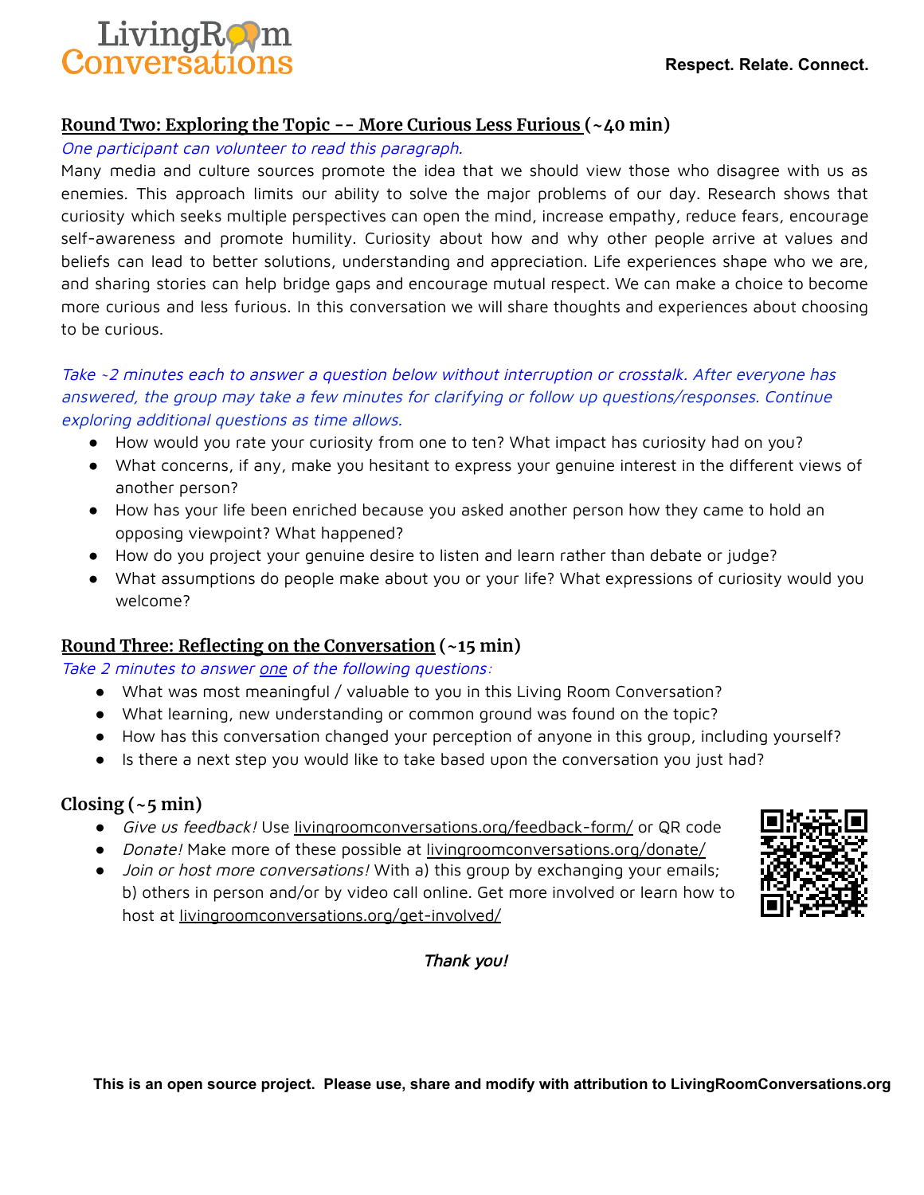## Round Two: Exploring the Topic -- More Curious Less Furious (~40 min)

*One participant can volunteer to read this paragraph.*

Many media and culture sources promote the idea that we should view those who disagree with us as enemies. This approach limits our ability to solve the major problems of our day. Research shows that curiosity which seeks multiple perspectives can open the mind, increase empathy, reduce fears, encourage self-awareness and promote humility. Curiosity about how and why other people arrive at values and beliefs can lead to better solutions, understanding and appreciation. Life experiences shape who we are, and sharing stories can help bridge gaps and encourage mutual respect. We can make a choice to become more curious and less furious. In this conversation we will share thoughts and experiences about choosing to be curious.

*Take ~2 minutes each to answer a question below without interruption or crosstalk. After everyone has answered, the group may take a few minutes for clarifying or follow up questions/responses. Continue exploring additional questions as time allows.*

- How would you rate your curiosity from one to ten? What impact has curiosity had on you?
- What concerns, if any, make you hesitant to express your genuine interest in the different views of another person?
- How has your life been enriched because you asked another person how they came to hold an opposing viewpoint? What happened?
- How do you project your genuine desire to listen and learn rather than debate or judge?
- What assumptions do people make about you or your life? What expressions of curiosity would you welcome?

## Round Three: Reflecting on the Conversation (~15 min)

*Take 2 minutes to answer one of the following questions:*

- What was most meaningful / valuable to you in this Living Room Conversation?
- What learning, new understanding or common ground was found on the topic?
- How has this conversation changed your perception of anyone in this group, including yourself?
- Is there a next step you would like to take based upon the conversation you just had?

## Closing (~5 min)

- *Give us feedback!* Use livingroomconversations.org/feedback-form/ or QR code
- *Donate!* Make more of these possible at livingroomconversations.org/donate/
- *Join or host more conversations!* With a) this group by exchanging your emails; b) others in person and/or by video call online. Get more involved or learn how to host at livingroomconversations.org/get-involved/

*Thank you!*

**This is an open source project. Please use, share and modify with attribution to LivingRoomConversations.org**